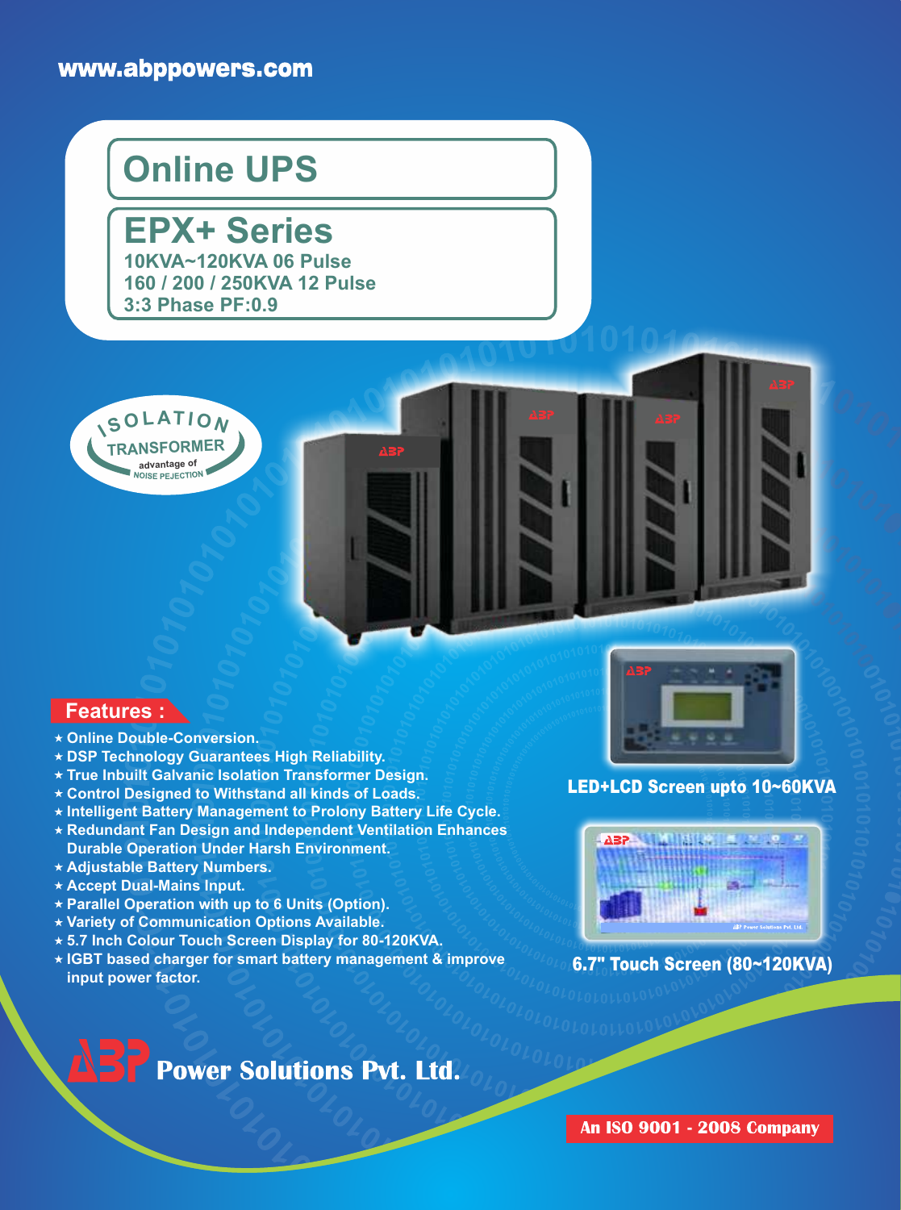www.abppowers.com

# Online UPS

## EPX+ Series

**10KVA~120KVA 06 Pulse**
**160 / 200 / 250KVA 12 Pulse**
**3:3 Phase PF:0.9**

ISOLATION TRANSFORMER advantage of NOISE PEJECTION

## Features :

- Online Double-Conversion.
- DSP Technology Guarantees High Reliability.
- True Inbuilt Galvanic Isolation Transformer Design.
- Control Designed to Withstand all kinds of Loads.
- Intelligent Battery Management to Prolony Battery Life Cycle.
- Redundant Fan Design and Independent Ventilation Enhances Durable Operation Under Harsh Environment.
- Adjustable Battery Numbers.
- Accept Dual-Mains Input.
- Parallel Operation with up to 6 Units (Option).
- Variety of Communication Options Available.
- 5.7 Inch Colour Touch Screen Display for 80-120KVA.
- IGBT based charger for smart battery management & improve input power factor.

LED+LCD Screen upto 10~60KVA

6.7" Touch Screen (80~120KVA)

**ABP Power Solutions Pvt. Ltd.**

An ISO 9001 - 2008 Company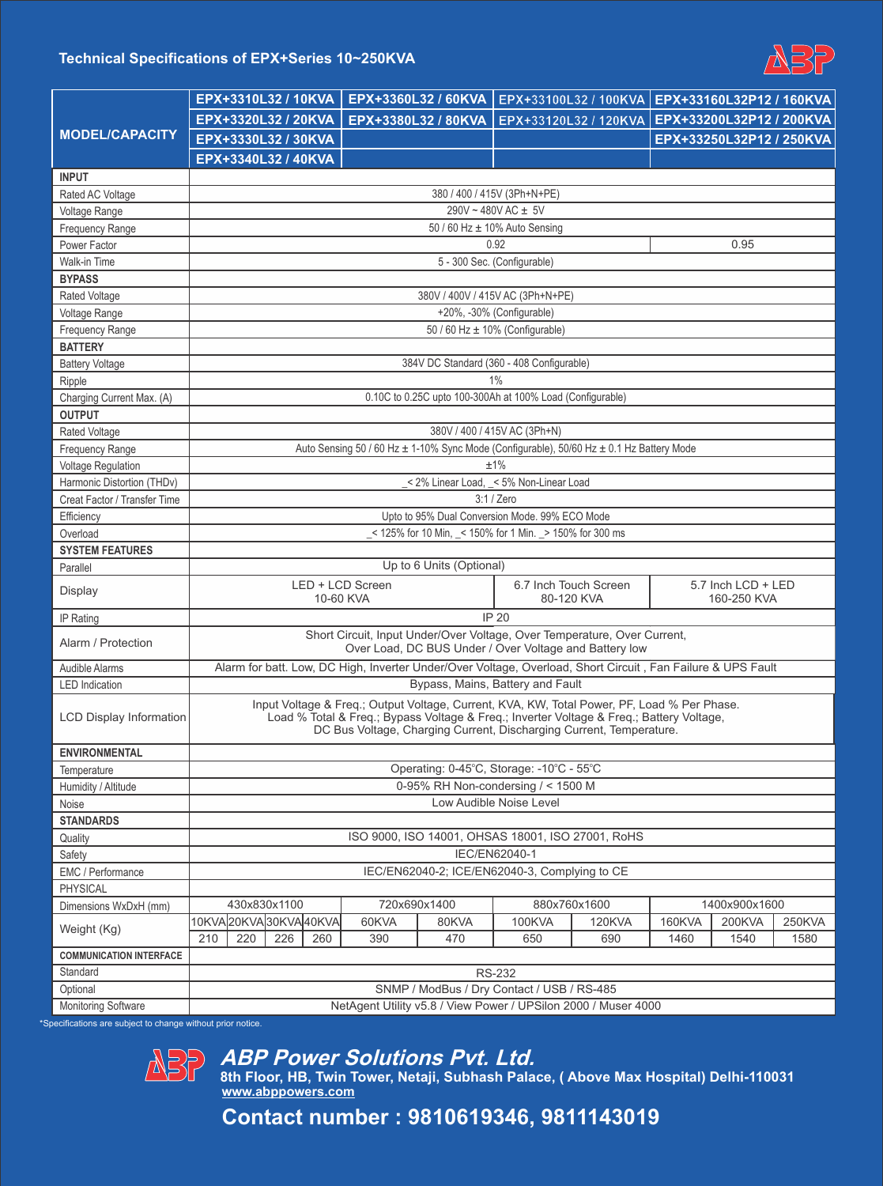## Technical Specifications of EPX+Series 10~250KVA

| MODEL/CAPACITY | EPX+3310L32 / 10KVA | | | | EPX+3360L32 / 60KVA | | EPX+33100L32 / 100KVA | | EPX+33160L32P12 / 160KVA | | |
|---|---|---|---|---|---|---|---|---|---|---|---|
| | EPX+3320L32 / 20KVA | | | | EPX+3380L32 / 80KVA | | EPX+33120L32 / 120KVA | | EPX+33200L32P12 / 200KVA | | |
| | EPX+3330L32 / 30KVA | | | | | | | | EPX+33250L32P12 / 250KVA | | |
| | EPX+3340L32 / 40KVA | | | | | | | | | | |
| **INPUT** | | | | | | | | | | | |
| Rated AC Voltage | 380 / 400 / 415V (3Ph+N+PE) | | | | | | | | | | |
| Voltage Range | 290V ~ 480V AC ± 5V | | | | | | | | | | |
| Frequency Range | 50 / 60 Hz ± 10% Auto Sensing | | | | | | | | | | |
| Power Factor | 0.92 | | | | | | | | 0.95 | | |
| Walk-in Time | 5 - 300 Sec. (Configurable) | | | | | | | | | | |
| **BYPASS** | | | | | | | | | | | |
| Rated Voltage | 380V / 400V / 415V AC (3Ph+N+PE) | | | | | | | | | | |
| Voltage Range | +20%, -30% (Configurable) | | | | | | | | | | |
| Frequency Range | 50 / 60 Hz ± 10% (Configurable) | | | | | | | | | | |
| **BATTERY** | | | | | | | | | | | |
| Battery Voltage | 384V DC Standard (360 - 408 Configurable) | | | | | | | | | | |
| Ripple | 1% | | | | | | | | | | |
| Charging Current Max. (A) | 0.10C to 0.25C upto 100-300Ah at 100% Load (Configurable) | | | | | | | | | | |
| **OUTPUT** | | | | | | | | | | | |
| Rated Voltage | 380V / 400 / 415V AC (3Ph+N) | | | | | | | | | | |
| Frequency Range | Auto Sensing 50 / 60 Hz ± 1-10% Sync Mode (Configurable), 50/60 Hz ± 0.1 Hz Battery Mode | | | | | | | | | | |
| Voltage Regulation | ±1% | | | | | | | | | | |
| Harmonic Distortion (THDv) | _< 2% Linear Load, _< 5% Non-Linear Load | | | | | | | | | | |
| Creat Factor / Transfer Time | 3:1 / Zero | | | | | | | | | | |
| Efficiency | Upto to 95% Dual Conversion Mode. 99% ECO Mode | | | | | | | | | | |
| Overload | _< 125% for 10 Min, _< 150% for 1 Min. _> 150% for 300 ms | | | | | | | | | | |
| **SYSTEM FEATURES** | | | | | | | | | | | |
| Parallel | Up to 6 Units (Optional) | | | | | | | | | | |
| Display | LED + LCD Screen 10-60 KVA | | | | | | 6.7 Inch Touch Screen 80-120 KVA | | 5.7 Inch LCD + LED 160-250 KVA | | |
| IP Rating | IP 20 | | | | | | | | | | |
| Alarm / Protection | Short Circuit, Input Under/Over Voltage, Over Temperature, Over Current, Over Load, DC BUS Under / Over Voltage and Battery low | | | | | | | | | | |
| Audible Alarms | Alarm for batt. Low, DC High, Inverter Under/Over Voltage, Overload, Short Circuit , Fan Failure & UPS Fault | | | | | | | | | | |
| LED Indication | Bypass, Mains, Battery and Fault | | | | | | | | | | |
| LCD Display Information | Input Voltage & Freq.; Output Voltage, Current, KVA, KW, Total Power, PF, Load % Per Phase. Load % Total & Freq.; Bypass Voltage & Freq.; Inverter Voltage & Freq.; Battery Voltage, DC Bus Voltage, Charging Current, Discharging Current, Temperature. | | | | | | | | | | |
| **ENVIRONMENTAL** | | | | | | | | | | | |
| Temperature | Operating: 0-45°C, Storage: -10°C - 55°C | | | | | | | | | | |
| Humidity / Altitude | 0-95% RH Non-condersing / < 1500 M | | | | | | | | | | |
| Noise | Low Audible Noise Level | | | | | | | | | | |
| **STANDARDS** | | | | | | | | | | | |
| Quality | ISO 9000, ISO 14001, OHSAS 18001, ISO 27001, RoHS | | | | | | | | | | |
| Safety | IEC/EN62040-1 | | | | | | | | | | |
| EMC / Performance | IEC/EN62040-2; ICE/EN62040-3, Complying to CE | | | | | | | | | | |
| PHYSICAL | | | | | | | | | | | |
| Dimensions WxDxH (mm) | 430x830x1100 | | | | 720x690x1400 | | 880x760x1600 | | 1400x900x1600 | | |
| Weight (Kg) | 10KVA | 20KVA | 30KVA | 40KVA | 60KVA | 80KVA | 100KVA | 120KVA | 160KVA | 200KVA | 250KVA |
| | 210 | 220 | 226 | 260 | 390 | 470 | 650 | 690 | 1460 | 1540 | 1580 |
| **COMMUNICATION INTERFACE** | | | | | | | | | | | |
| Standard | RS-232 | | | | | | | | | | |
| Optional | SNMP / ModBus / Dry Contact / USB / RS-485 | | | | | | | | | | |
| Monitoring Software | NetAgent Utility v5.8 / View Power / UPSilon 2000 / Muser 4000 | | | | | | | | | | |

*Specifications are subject to change without prior notice.

### *ABP Power Solutions Pvt. Ltd.*

**8th Floor, HB, Twin Tower, Netaji, Subhash Palace, ( Above Max Hospital) Delhi-110031**
**www.abppowers.com**

## Contact number : 9810619346, 9811143019